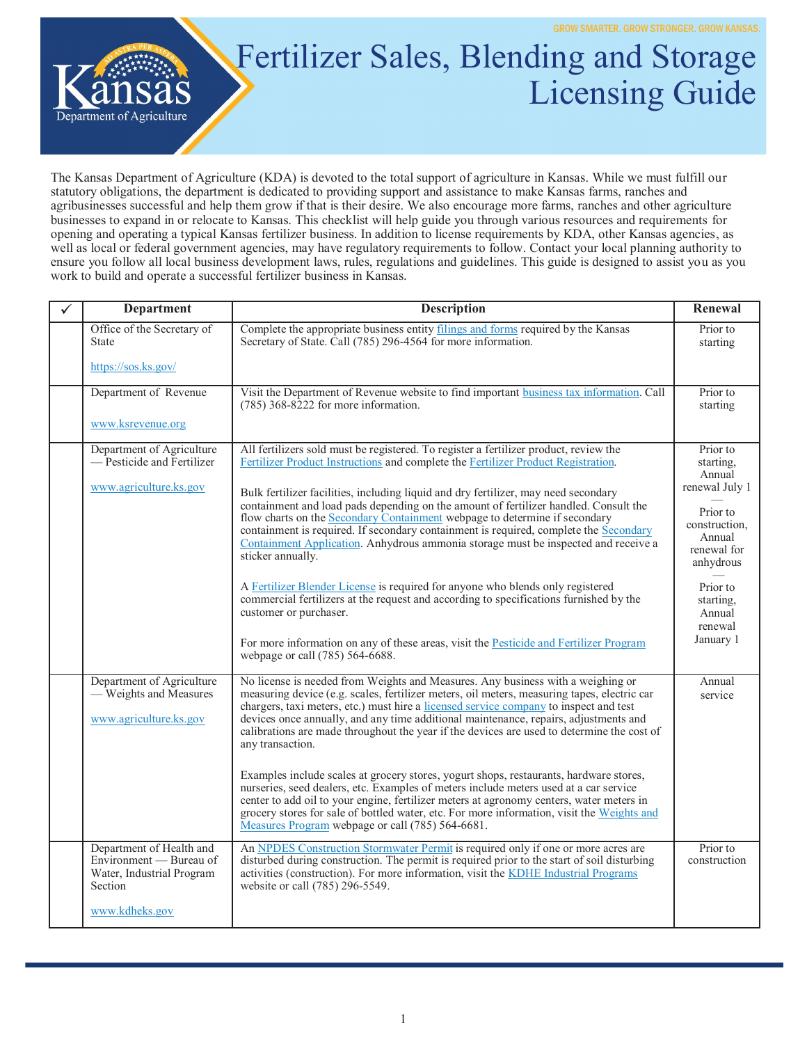GROW SMARTER. GROW STRONGER. GROW KANSAS.

# Fertilizer Sales, Blending and Storage Licensing Guide

The Kansas Department of Agriculture (KDA) is devoted to the total support of agriculture in Kansas. While we must fulfill our statutory obligations, the department is dedicated to providing support and assistance to make Kansas farms, ranches and agribusinesses successful and help them grow if that is their desire. We also encourage more farms, ranches and other agriculture businesses to expand in or relocate to Kansas. This checklist will help guide you through various resources and requirements for opening and operating a typical Kansas fertilizer business. In addition to license requirements by KDA, other Kansas agencies, as well as local or federal government agencies, may have regulatory requirements to follow. Contact your local planning authority to ensure you follow all local business development laws, rules, regulations and guidelines. This guide is designed to assist you as you work to build and operate a successful fertilizer business in Kansas.

| ✓ | Department | Description | Renewal |
|---|---|---|---|
| | Office of the Secretary of State<br><br>https://sos.ks.gov/ | Complete the appropriate business entity filings and forms required by the Kansas Secretary of State. Call (785) 296-4564 for more information. | Prior to starting |
| | Department of Revenue<br><br>www.ksrevenue.org | Visit the Department of Revenue website to find important business tax information. Call (785) 368-8222 for more information. | Prior to starting |
| | Department of Agriculture — Pesticide and Fertilizer<br><br>www.agriculture.ks.gov | All fertilizers sold must be registered. To register a fertilizer product, review the Fertilizer Product Instructions and complete the Fertilizer Product Registration.<br><br>Bulk fertilizer facilities, including liquid and dry fertilizer, may need secondary containment and load pads depending on the amount of fertilizer handled. Consult the flow charts on the Secondary Containment webpage to determine if secondary containment is required. If secondary containment is required, complete the Secondary Containment Application. Anhydrous ammonia storage must be inspected and receive a sticker annually.<br><br>A Fertilizer Blender License is required for anyone who blends only registered commercial fertilizers at the request and according to specifications furnished by the customer or purchaser.<br><br>For more information on any of these areas, visit the Pesticide and Fertilizer Program webpage or call (785) 564-6688. | Prior to starting, Annual renewal July 1<br>—<br>Prior to construction, Annual renewal for anhydrous<br>—<br>Prior to starting, Annual renewal January 1 |
| | Department of Agriculture — Weights and Measures<br><br>www.agriculture.ks.gov | No license is needed from Weights and Measures. Any business with a weighing or measuring device (e.g. scales, fertilizer meters, oil meters, measuring tapes, electric car chargers, taxi meters, etc.) must hire a licensed service company to inspect and test devices once annually, and any time additional maintenance, repairs, adjustments and calibrations are made throughout the year if the devices are used to determine the cost of any transaction.<br><br>Examples include scales at grocery stores, yogurt shops, restaurants, hardware stores, nurseries, seed dealers, etc. Examples of meters include meters used at a car service center to add oil to your engine, fertilizer meters at agronomy centers, water meters in grocery stores for sale of bottled water, etc. For more information, visit the Weights and Measures Program webpage or call (785) 564-6681. | Annual service |
| | Department of Health and Environment — Bureau of Water, Industrial Program Section<br><br>www.kdheks.gov | An NPDES Construction Stormwater Permit is required only if one or more acres are disturbed during construction. The permit is required prior to the start of soil disturbing activities (construction). For more information, visit the KDHE Industrial Programs website or call (785) 296-5549. | Prior to construction |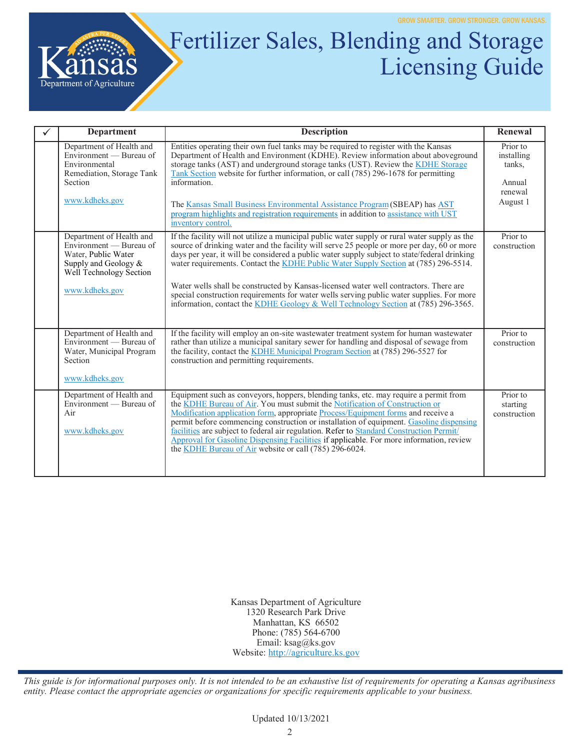# Fertilizer Sales, Blending and Storage Licensing Guide

GROW SMARTER. GROW STRONGER. GROW KANSAS.

| ✓ | Department | Description | Renewal |
|---|---|---|---|
| | Department of Health and Environment — Bureau of Environmental Remediation, Storage Tank Section<br><br>www.kdheks.gov | Entities operating their own fuel tanks may be required to register with the Kansas Department of Health and Environment (KDHE). Review information about aboveground storage tanks (AST) and underground storage tanks (UST). Review the KDHE Storage Tank Section website for further information, or call (785) 296-1678 for permitting information.<br><br>The Kansas Small Business Environmental Assistance Program (SBEAP) has AST program highlights and registration requirements in addition to assistance with UST inventory control. | Prior to installing tanks,<br><br>Annual renewal August 1 |
| | Department of Health and Environment — Bureau of Water, Public Water Supply and Geology & Well Technology Section<br><br>www.kdheks.gov | If the facility will not utilize a municipal public water supply or rural water supply as the source of drinking water and the facility will serve 25 people or more per day, 60 or more days per year, it will be considered a public water supply subject to state/federal drinking water requirements. Contact the KDHE Public Water Supply Section at (785) 296-5514.<br><br>Water wells shall be constructed by Kansas-licensed water well contractors. There are special construction requirements for water wells serving public water supplies. For more information, contact the KDHE Geology & Well Technology Section at (785) 296-3565. | Prior to construction |
| | Department of Health and Environment — Bureau of Water, Municipal Program Section<br><br>www.kdheks.gov | If the facility will employ an on-site wastewater treatment system for human wastewater rather than utilize a municipal sanitary sewer for handling and disposal of sewage from the facility, contact the KDHE Municipal Program Section at (785) 296-5527 for construction and permitting requirements. | Prior to construction |
| | Department of Health and Environment — Bureau of Air<br><br>www.kdheks.gov | Equipment such as conveyors, hoppers, blending tanks, etc. may require a permit from the KDHE Bureau of Air. You must submit the Notification of Construction or Modification application form, appropriate Process/Equipment forms and receive a permit before commencing construction or installation of equipment. Gasoline dispensing facilities are subject to federal air regulation. Refer to Standard Construction Permit/ Approval for Gasoline Dispensing Facilities if applicable. For more information, review the KDHE Bureau of Air website or call (785) 296-6024. | Prior to starting construction |

Kansas Department of Agriculture
1320 Research Park Drive
Manhattan, KS 66502
Phone: (785) 564-6700
Email: ksag@ks.gov
Website: http://agriculture.ks.gov

*This guide is for informational purposes only. It is not intended to be an exhaustive list of requirements for operating a Kansas agribusiness entity. Please contact the appropriate agencies or organizations for specific requirements applicable to your business.*

Updated 10/13/2021